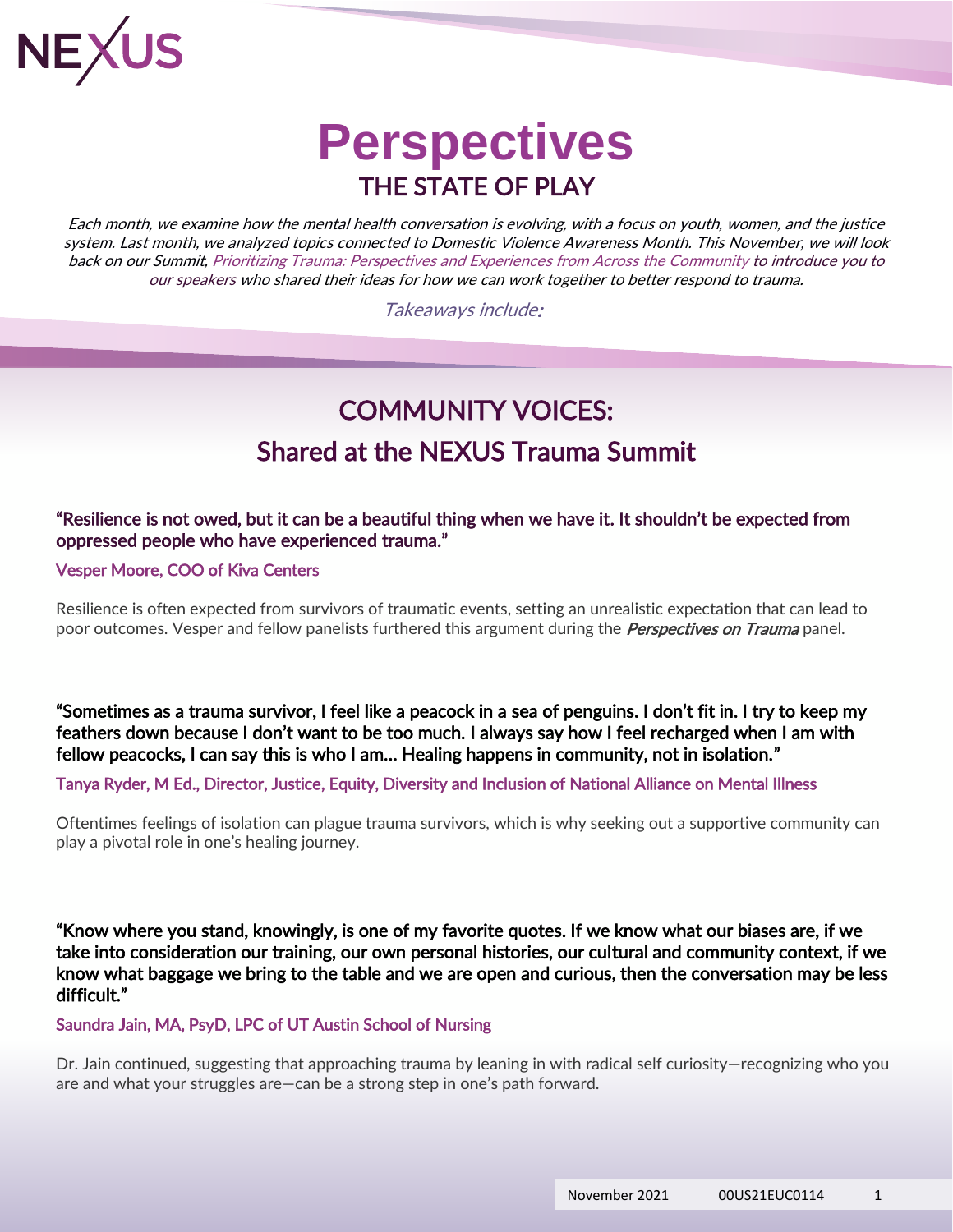NEXUS

# Perspectives

## THE STATE OF PLAY

*Each month, we examine how the mental health conversation is evolving, with a focus on youth, women, and the justice system. Last month, we analyzed topics connected to Domestic Violence Awareness Month. This November, we will look back on our Summit, Prioritizing Trauma: Perspectives and Experiences from Across the Community to introduce you to our speakers who shared their ideas for how we can work together to better respond to trauma.*

*Takeaways include:*

## COMMUNITY VOICES:
## Shared at the NEXUS Trauma Summit

**"Resilience is not owed, but it can be a beautiful thing when we have it. It shouldn't be expected from oppressed people who have experienced trauma."**

Vesper Moore, COO of Kiva Centers

Resilience is often expected from survivors of traumatic events, setting an unrealistic expectation that can lead to poor outcomes. Vesper and fellow panelists furthered this argument during the ***Perspectives on Trauma*** panel.

**"Sometimes as a trauma survivor, I feel like a peacock in a sea of penguins. I don't fit in. I try to keep my feathers down because I don't want to be too much. I always say how I feel recharged when I am with fellow peacocks, I can say this is who I am… Healing happens in community, not in isolation."**

Tanya Ryder, M Ed., Director, Justice, Equity, Diversity and Inclusion of National Alliance on Mental Illness

Oftentimes feelings of isolation can plague trauma survivors, which is why seeking out a supportive community can play a pivotal role in one's healing journey.

**"Know where you stand, knowingly, is one of my favorite quotes. If we know what our biases are, if we take into consideration our training, our own personal histories, our cultural and community context, if we know what baggage we bring to the table and we are open and curious, then the conversation may be less difficult."**

Saundra Jain, MA, PsyD, LPC of UT Austin School of Nursing

Dr. Jain continued, suggesting that approaching trauma by leaning in with radical self curiosity—recognizing who you are and what your struggles are—can be a strong step in one's path forward.

November 2021 00US21EUC0114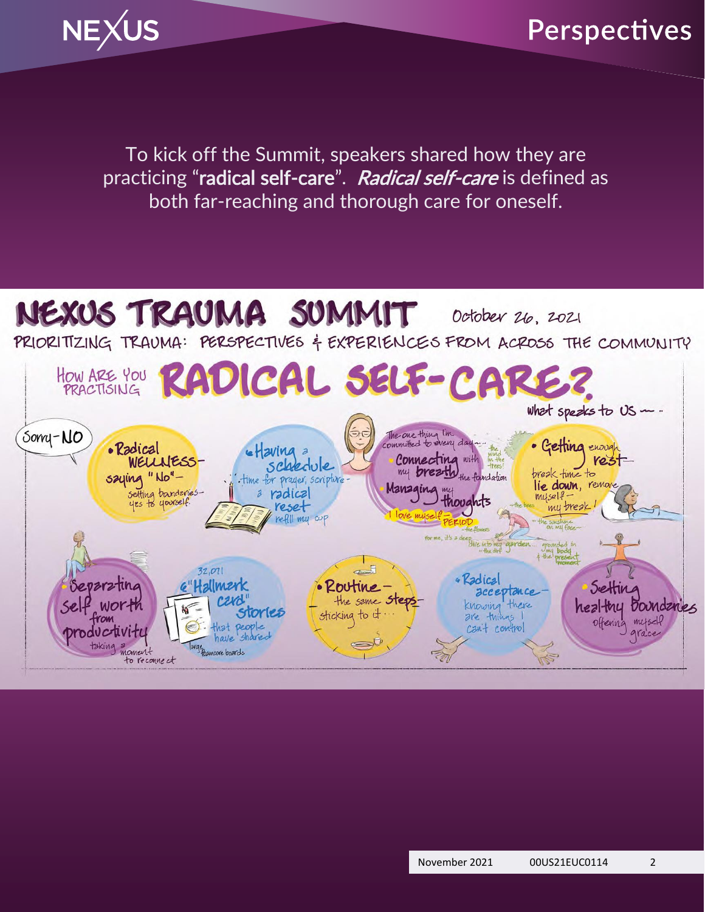To kick off the Summit, speakers shared how they are practicing "**radical self-care**". *Radical self-care* is defined as both far-reaching and thorough care for oneself.

# NEXUS TRAUMA SUMMIT

October 26, 2021

## PRIORITIZING TRAUMA: PERSPECTIVES & EXPERIENCES FROM ACROSS THE COMMUNITY

## HOW ARE YOU PRACTISING RADICAL SELF-CARE?

what speaks to US ~

Sorry - NO

- Radical WELLNESS - saying "No" - setting boundaries - yes to yourself.
- Having a schedule - time for prayer, scripture - a radical reset - refill my cup
- The one thing I'm committed to every day... Connecting with my breath - the foundation. Managing my thoughts. I love myself - PERIOD. For me, it's a deep dive into my garden... the dirt, the flowers, the bees, the wind in the trees!, the sunshine on my face, grounded in my body & the present moment
- Getting enough rest - break time to lie down, remove myself - my break!
- Separating self worth from productivity - taking a moment to reconnect
- 32,011 "Hallmark card" stories that people have shared - large foamcore boards
- Routine - the same steps - sticking to it...
- Radical acceptance - knowing there are things I can't control
- Setting healthy boundaries - offering myself grace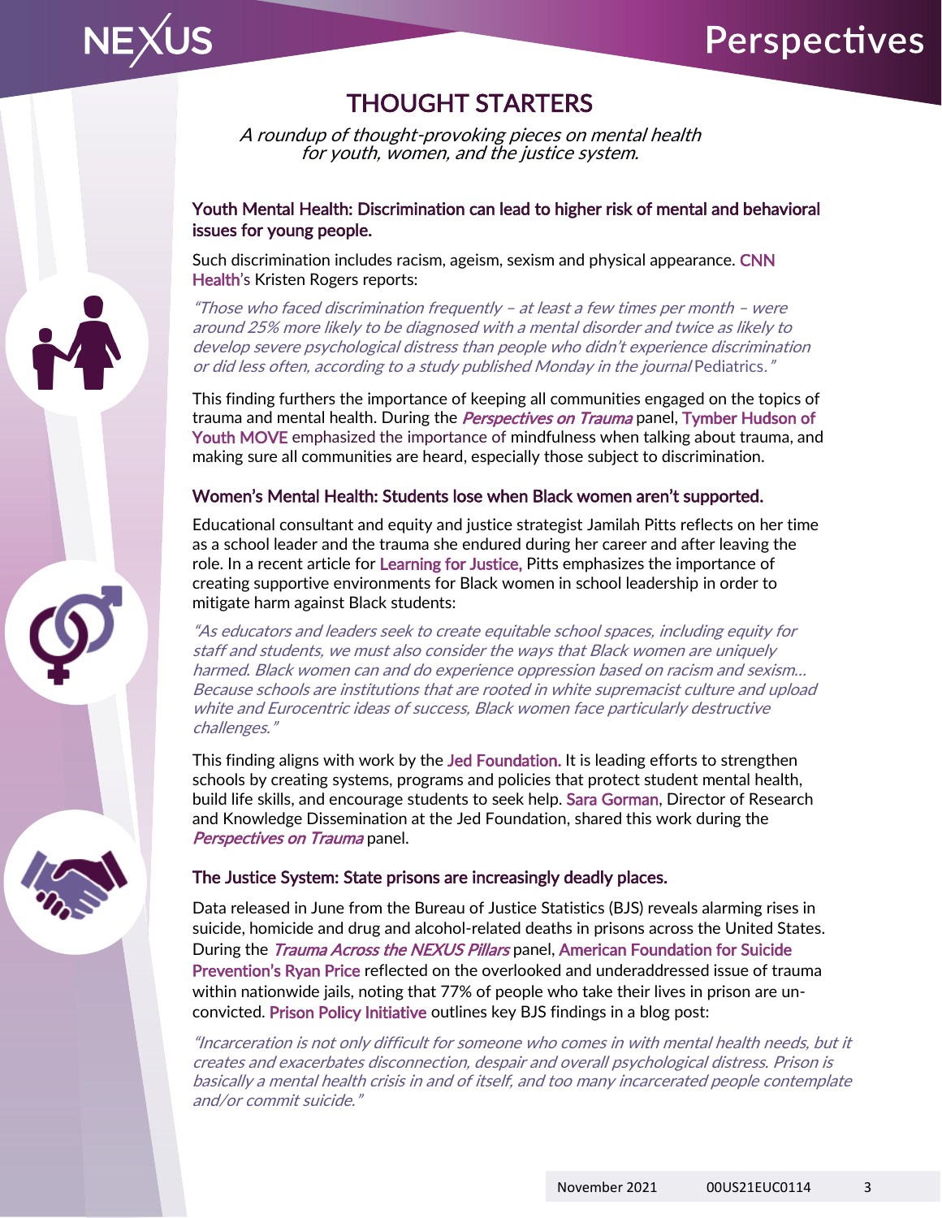# THOUGHT STARTERS

*A roundup of thought-provoking pieces on mental health for youth, women, and the justice system.*

## Youth Mental Health: Discrimination can lead to higher risk of mental and behavioral issues for young people.

Such discrimination includes racism, ageism, sexism and physical appearance. CNN Health's Kristen Rogers reports:

*"Those who faced discrimination frequently – at least a few times per month – were around 25% more likely to be diagnosed with a mental disorder and twice as likely to develop severe psychological distress than people who didn't experience discrimination or did less often, according to a study published Monday in the journal* Pediatrics*."*

This finding furthers the importance of keeping all communities engaged on the topics of trauma and mental health. During the *Perspectives on Trauma* panel, Tymber Hudson of Youth MOVE emphasized the importance of mindfulness when talking about trauma, and making sure all communities are heard, especially those subject to discrimination.

## Women's Mental Health: Students lose when Black women aren't supported.

Educational consultant and equity and justice strategist Jamilah Pitts reflects on her time as a school leader and the trauma she endured during her career and after leaving the role. In a recent article for Learning for Justice, Pitts emphasizes the importance of creating supportive environments for Black women in school leadership in order to mitigate harm against Black students:

*"As educators and leaders seek to create equitable school spaces, including equity for staff and students, we must also consider the ways that Black women are uniquely harmed. Black women can and do experience oppression based on racism and sexism… Because schools are institutions that are rooted in white supremacist culture and upload white and Eurocentric ideas of success, Black women face particularly destructive challenges."*

This finding aligns with work by the Jed Foundation. It is leading efforts to strengthen schools by creating systems, programs and policies that protect student mental health, build life skills, and encourage students to seek help. Sara Gorman, Director of Research and Knowledge Dissemination at the Jed Foundation, shared this work during the *Perspectives on Trauma* panel.

## The Justice System: State prisons are increasingly deadly places.

Data released in June from the Bureau of Justice Statistics (BJS) reveals alarming rises in suicide, homicide and drug and alcohol-related deaths in prisons across the United States. During the *Trauma Across the NEXUS Pillars* panel, American Foundation for Suicide Prevention's Ryan Price reflected on the overlooked and underaddressed issue of trauma within nationwide jails, noting that 77% of people who take their lives in prison are un-convicted. Prison Policy Initiative outlines key BJS findings in a blog post:

*"Incarceration is not only difficult for someone who comes in with mental health needs, but it creates and exacerbates disconnection, despair and overall psychological distress. Prison is basically a mental health crisis in and of itself, and too many incarcerated people contemplate and/or commit suicide."*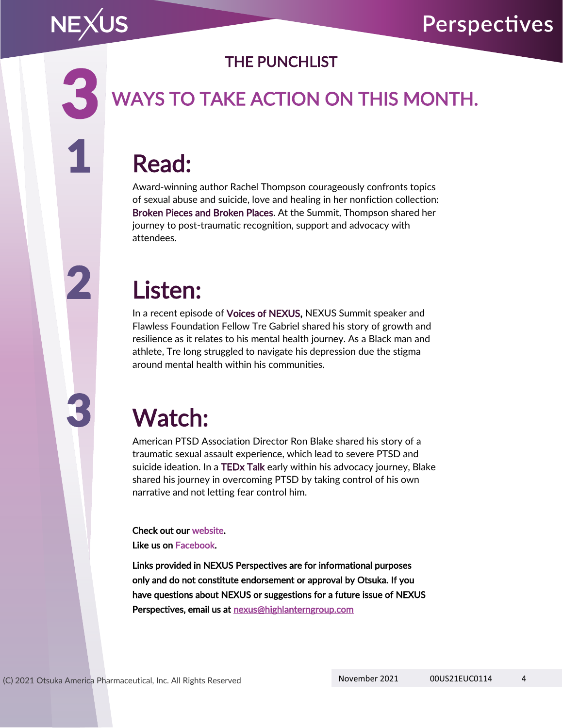## THE PUNCHLIST

# 3 WAYS TO TAKE ACTION ON THIS MONTH.

## 1 Read:

Award-winning author Rachel Thompson courageously confronts topics of sexual abuse and suicide, love and healing in her nonfiction collection: Broken Pieces and Broken Places. At the Summit, Thompson shared her journey to post-traumatic recognition, support and advocacy with attendees.

## 2 Listen:

In a recent episode of Voices of NEXUS, NEXUS Summit speaker and Flawless Foundation Fellow Tre Gabriel shared his story of growth and resilience as it relates to his mental health journey. As a Black man and athlete, Tre long struggled to navigate his depression due the stigma around mental health within his communities.

## 3 Watch:

American PTSD Association Director Ron Blake shared his story of a traumatic sexual assault experience, which lead to severe PTSD and suicide ideation. In a TEDx Talk early within his advocacy journey, Blake shared his journey in overcoming PTSD by taking control of his own narrative and not letting fear control him.

**Check out our website.**
**Like us on Facebook.**

**Links provided in NEXUS Perspectives are for informational purposes only and do not constitute endorsement or approval by Otsuka. If you have questions about NEXUS or suggestions for a future issue of NEXUS Perspectives, email us at nexus@highlanterngroup.com**

(C) 2021 Otsuka America Pharmaceutical, Inc. All Rights Reserved

November 2021 00US21EUC0114